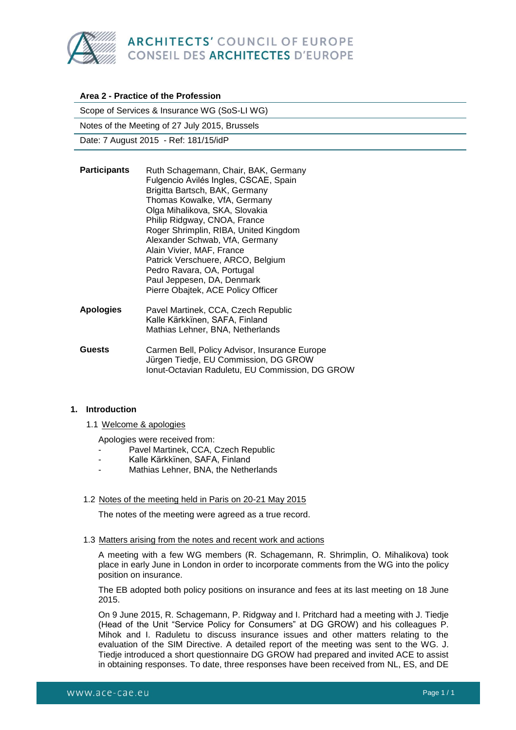**ARCHITECTS' COUNCIL OF EUROPE**
**CONSEIL DES ARCHITECTES D'EUROPE**

**Area 2 - Practice of the Profession**

Scope of Services & Insurance WG (SoS-LI WG)

Notes of the Meeting of 27 July 2015, Brussels

Date: 7 August 2015 - Ref: 181/15/idP

**Participants**

Ruth Schagemann, Chair, BAK, Germany
Fulgencio Avilés Ingles, CSCAE, Spain
Brigitta Bartsch, BAK, Germany
Thomas Kowalke, VfA, Germany
Olga Mihalikova, SKA, Slovakia
Philip Ridgway, CNOA, France
Roger Shrimplin, RIBA, United Kingdom
Alexander Schwab, VfA, Germany
Alain Vivier, MAF, France
Patrick Verschuere, ARCO, Belgium
Pedro Ravara, OA, Portugal
Paul Jeppesen, DA, Denmark
Pierre Obajtek, ACE Policy Officer

**Apologies**

Pavel Martinek, CCA, Czech Republic
Kalle Kärkkïnen, SAFA, Finland
Mathias Lehner, BNA, Netherlands

**Guests**

Carmen Bell, Policy Advisor, Insurance Europe
Jürgen Tiedje, EU Commission, DG GROW
Ionut-Octavian Raduletu, EU Commission, DG GROW

## 1. Introduction

### 1.1 Welcome & apologies

Apologies were received from:

- Pavel Martinek, CCA, Czech Republic
- Kalle Kärkkïnen, SAFA, Finland
- Mathias Lehner, BNA, the Netherlands

### 1.2 Notes of the meeting held in Paris on 20-21 May 2015

The notes of the meeting were agreed as a true record.

### 1.3 Matters arising from the notes and recent work and actions

A meeting with a few WG members (R. Schagemann, R. Shrimplin, O. Mihalikova) took place in early June in London in order to incorporate comments from the WG into the policy position on insurance.

The EB adopted both policy positions on insurance and fees at its last meeting on 18 June 2015.

On 9 June 2015, R. Schagemann, P. Ridgway and I. Pritchard had a meeting with J. Tiedje (Head of the Unit "Service Policy for Consumers" at DG GROW) and his colleagues P. Mihok and I. Raduletu to discuss insurance issues and other matters relating to the evaluation of the SIM Directive. A detailed report of the meeting was sent to the WG. J. Tiedje introduced a short questionnaire DG GROW had prepared and invited ACE to assist in obtaining responses. To date, three responses have been received from NL, ES, and DE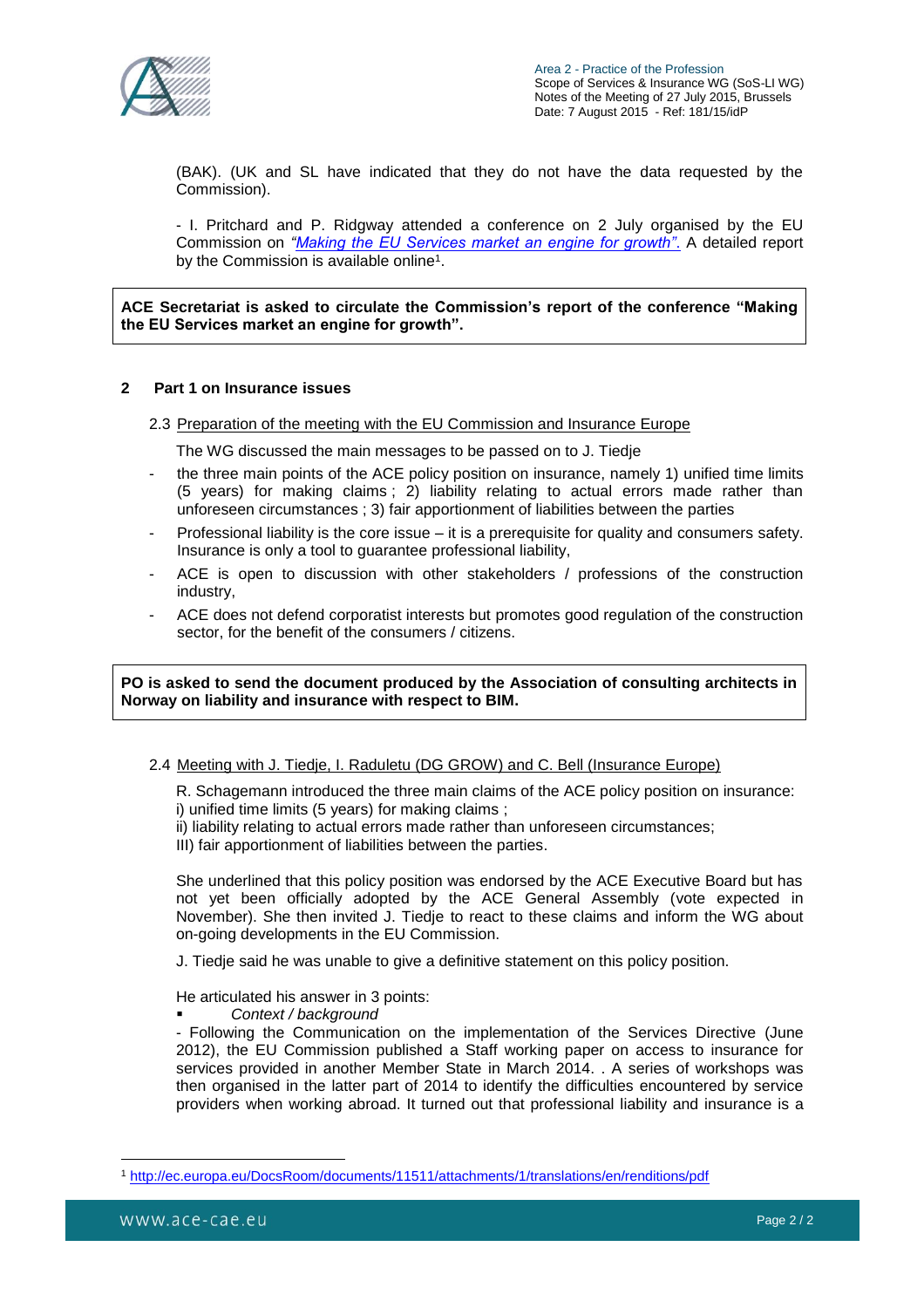(BAK). (UK and SL have indicated that they do not have the data requested by the Commission).

- I. Pritchard and P. Ridgway attended a conference on 2 July organised by the EU Commission on *"Making the EU Services market an engine for growth"*. A detailed report by the Commission is available online[1].

**ACE Secretariat is asked to circulate the Commission's report of the conference "Making the EU Services market an engine for growth".**

## 2 Part 1 on Insurance issues

### 2.3 Preparation of the meeting with the EU Commission and Insurance Europe

The WG discussed the main messages to be passed on to J. Tiedje

- the three main points of the ACE policy position on insurance, namely 1) unified time limits (5 years) for making claims ; 2) liability relating to actual errors made rather than unforeseen circumstances ; 3) fair apportionment of liabilities between the parties
- Professional liability is the core issue – it is a prerequisite for quality and consumers safety. Insurance is only a tool to guarantee professional liability,
- ACE is open to discussion with other stakeholders / professions of the construction industry,
- ACE does not defend corporatist interests but promotes good regulation of the construction sector, for the benefit of the consumers / citizens.

**PO is asked to send the document produced by the Association of consulting architects in Norway on liability and insurance with respect to BIM.**

### 2.4 Meeting with J. Tiedje, I. Raduletu (DG GROW) and C. Bell (Insurance Europe)

R. Schagemann introduced the three main claims of the ACE policy position on insurance:
i) unified time limits (5 years) for making claims ;
ii) liability relating to actual errors made rather than unforeseen circumstances;
III) fair apportionment of liabilities between the parties.

She underlined that this policy position was endorsed by the ACE Executive Board but has not yet been officially adopted by the ACE General Assembly (vote expected in November). She then invited J. Tiedje to react to these claims and inform the WG about on-going developments in the EU Commission.

J. Tiedje said he was unable to give a definitive statement on this policy position.

He articulated his answer in 3 points:

- *Context / background*

- Following the Communication on the implementation of the Services Directive (June 2012), the EU Commission published a Staff working paper on access to insurance for services provided in another Member State in March 2014. . A series of workshops was then organised in the latter part of 2014 to identify the difficulties encountered by service providers when working abroad. It turned out that professional liability and insurance is a

---

[1] http://ec.europa.eu/DocsRoom/documents/11511/attachments/1/translations/en/renditions/pdf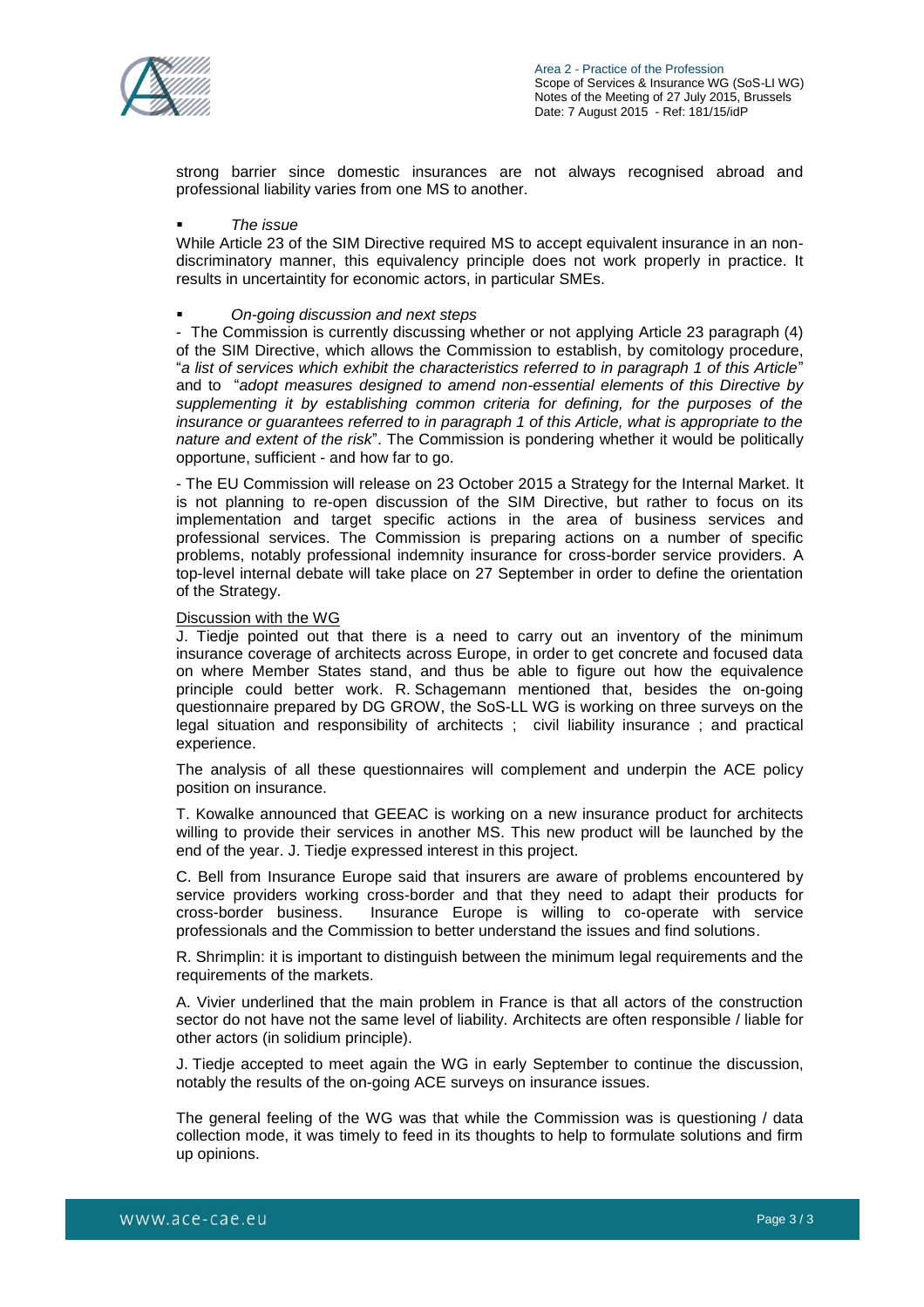strong barrier since domestic insurances are not always recognised abroad and professional liability varies from one MS to another.

- *The issue*

While Article 23 of the SIM Directive required MS to accept equivalent insurance in an non-discriminatory manner, this equivalency principle does not work properly in practice. It results in uncertaintity for economic actors, in particular SMEs.

- *On-going discussion and next steps*

- The Commission is currently discussing whether or not applying Article 23 paragraph (4) of the SIM Directive, which allows the Commission to establish, by comitology procedure, "*a list of services which exhibit the characteristics referred to in paragraph 1 of this Article*" and to "*adopt measures designed to amend non-essential elements of this Directive by supplementing it by establishing common criteria for defining, for the purposes of the insurance or guarantees referred to in paragraph 1 of this Article, what is appropriate to the nature and extent of the risk*". The Commission is pondering whether it would be politically opportune, sufficient - and how far to go.

- The EU Commission will release on 23 October 2015 a Strategy for the Internal Market. It is not planning to re-open discussion of the SIM Directive, but rather to focus on its implementation and target specific actions in the area of business services and professional services. The Commission is preparing actions on a number of specific problems, notably professional indemnity insurance for cross-border service providers. A top-level internal debate will take place on 27 September in order to define the orientation of the Strategy.

Discussion with the WG

J. Tiedje pointed out that there is a need to carry out an inventory of the minimum insurance coverage of architects across Europe, in order to get concrete and focused data on where Member States stand, and thus be able to figure out how the equivalence principle could better work. R. Schagemann mentioned that, besides the on-going questionnaire prepared by DG GROW, the SoS-LL WG is working on three surveys on the legal situation and responsibility of architects ; civil liability insurance ; and practical experience.

The analysis of all these questionnaires will complement and underpin the ACE policy position on insurance.

T. Kowalke announced that GEEAC is working on a new insurance product for architects willing to provide their services in another MS. This new product will be launched by the end of the year. J. Tiedje expressed interest in this project.

C. Bell from Insurance Europe said that insurers are aware of problems encountered by service providers working cross-border and that they need to adapt their products for cross-border business. Insurance Europe is willing to co-operate with service professionals and the Commission to better understand the issues and find solutions.

R. Shrimplin: it is important to distinguish between the minimum legal requirements and the requirements of the markets.

A. Vivier underlined that the main problem in France is that all actors of the construction sector do not have not the same level of liability. Architects are often responsible / liable for other actors (in solidium principle).

J. Tiedje accepted to meet again the WG in early September to continue the discussion, notably the results of the on-going ACE surveys on insurance issues.

The general feeling of the WG was that while the Commission was is questioning / data collection mode, it was timely to feed in its thoughts to help to formulate solutions and firm up opinions.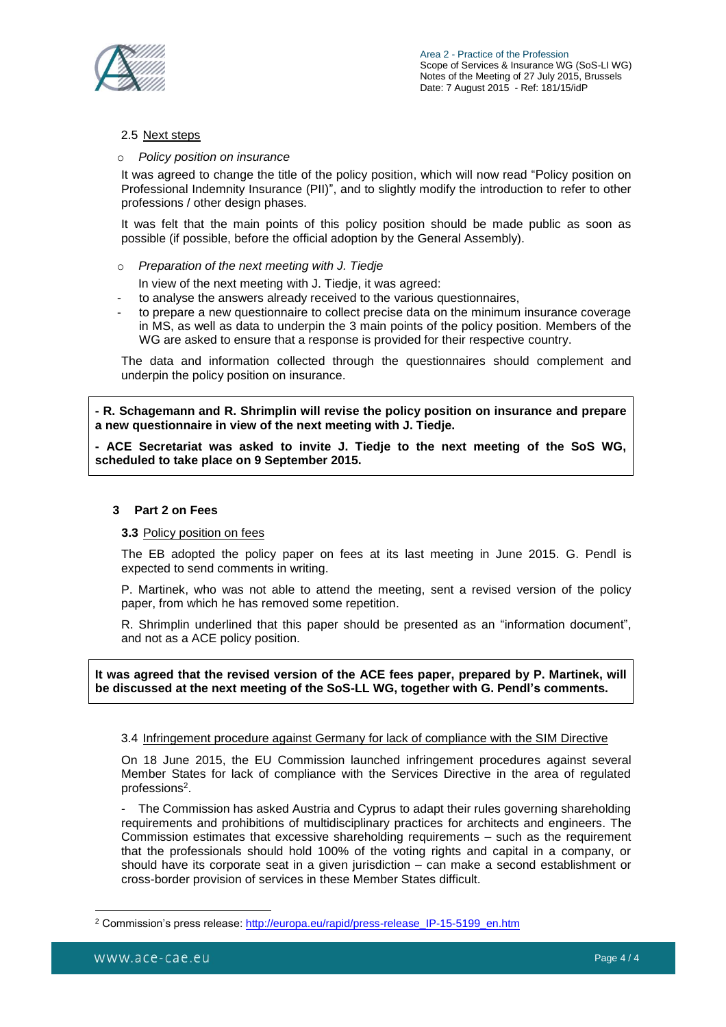### 2.5 Next steps

- *Policy position on insurance*

It was agreed to change the title of the policy position, which will now read "Policy position on Professional Indemnity Insurance (PII)", and to slightly modify the introduction to refer to other professions / other design phases.

It was felt that the main points of this policy position should be made public as soon as possible (if possible, before the official adoption by the General Assembly).

- *Preparation of the next meeting with J. Tiedje*

In view of the next meeting with J. Tiedje, it was agreed:

- to analyse the answers already received to the various questionnaires,
- to prepare a new questionnaire to collect precise data on the minimum insurance coverage in MS, as well as data to underpin the 3 main points of the policy position. Members of the WG are asked to ensure that a response is provided for their respective country.

The data and information collected through the questionnaires should complement and underpin the policy position on insurance.

**- R. Schagemann and R. Shrimplin will revise the policy position on insurance and prepare a new questionnaire in view of the next meeting with J. Tiedje.**

**- ACE Secretariat was asked to invite J. Tiedje to the next meeting of the SoS WG, scheduled to take place on 9 September 2015.**

## 3 Part 2 on Fees

### 3.3 Policy position on fees

The EB adopted the policy paper on fees at its last meeting in June 2015. G. Pendl is expected to send comments in writing.

P. Martinek, who was not able to attend the meeting, sent a revised version of the policy paper, from which he has removed some repetition.

R. Shrimplin underlined that this paper should be presented as an "information document", and not as a ACE policy position.

**It was agreed that the revised version of the ACE fees paper, prepared by P. Martinek, will be discussed at the next meeting of the SoS-LL WG, together with G. Pendl's comments.**

### 3.4 Infringement procedure against Germany for lack of compliance with the SIM Directive

On 18 June 2015, the EU Commission launched infringement procedures against several Member States for lack of compliance with the Services Directive in the area of regulated professions[2].

- The Commission has asked Austria and Cyprus to adapt their rules governing shareholding requirements and prohibitions of multidisciplinary practices for architects and engineers. The Commission estimates that excessive shareholding requirements – such as the requirement that the professionals should hold 100% of the voting rights and capital in a company, or should have its corporate seat in a given jurisdiction – can make a second establishment or cross-border provision of services in these Member States difficult.

[2] Commission's press release: http://europa.eu/rapid/press-release_IP-15-5199_en.htm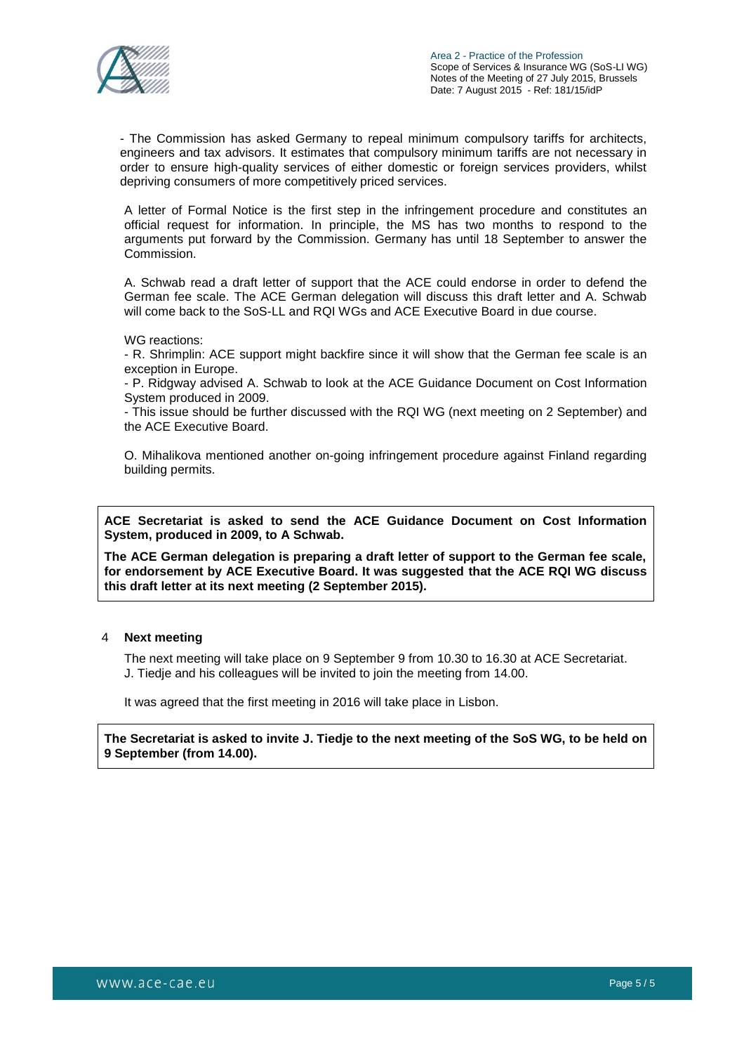- The Commission has asked Germany to repeal minimum compulsory tariffs for architects, engineers and tax advisors. It estimates that compulsory minimum tariffs are not necessary in order to ensure high-quality services of either domestic or foreign services providers, whilst depriving consumers of more competitively priced services.

A letter of Formal Notice is the first step in the infringement procedure and constitutes an official request for information. In principle, the MS has two months to respond to the arguments put forward by the Commission. Germany has until 18 September to answer the Commission.

A. Schwab read a draft letter of support that the ACE could endorse in order to defend the German fee scale. The ACE German delegation will discuss this draft letter and A. Schwab will come back to the SoS-LL and RQI WGs and ACE Executive Board in due course.

WG reactions:
- R. Shrimplin: ACE support might backfire since it will show that the German fee scale is an exception in Europe.
- P. Ridgway advised A. Schwab to look at the ACE Guidance Document on Cost Information System produced in 2009.
- This issue should be further discussed with the RQI WG (next meeting on 2 September) and the ACE Executive Board.

O. Mihalikova mentioned another on-going infringement procedure against Finland regarding building permits.

**ACE Secretariat is asked to send the ACE Guidance Document on Cost Information System, produced in 2009, to A Schwab.**

**The ACE German delegation is preparing a draft letter of support to the German fee scale, for endorsement by ACE Executive Board. It was suggested that the ACE RQI WG discuss this draft letter at its next meeting (2 September 2015).**

## 4 Next meeting

The next meeting will take place on 9 September 9 from 10.30 to 16.30 at ACE Secretariat. J. Tiedje and his colleagues will be invited to join the meeting from 14.00.

It was agreed that the first meeting in 2016 will take place in Lisbon.

**The Secretariat is asked to invite J. Tiedje to the next meeting of the SoS WG, to be held on 9 September (from 14.00).**